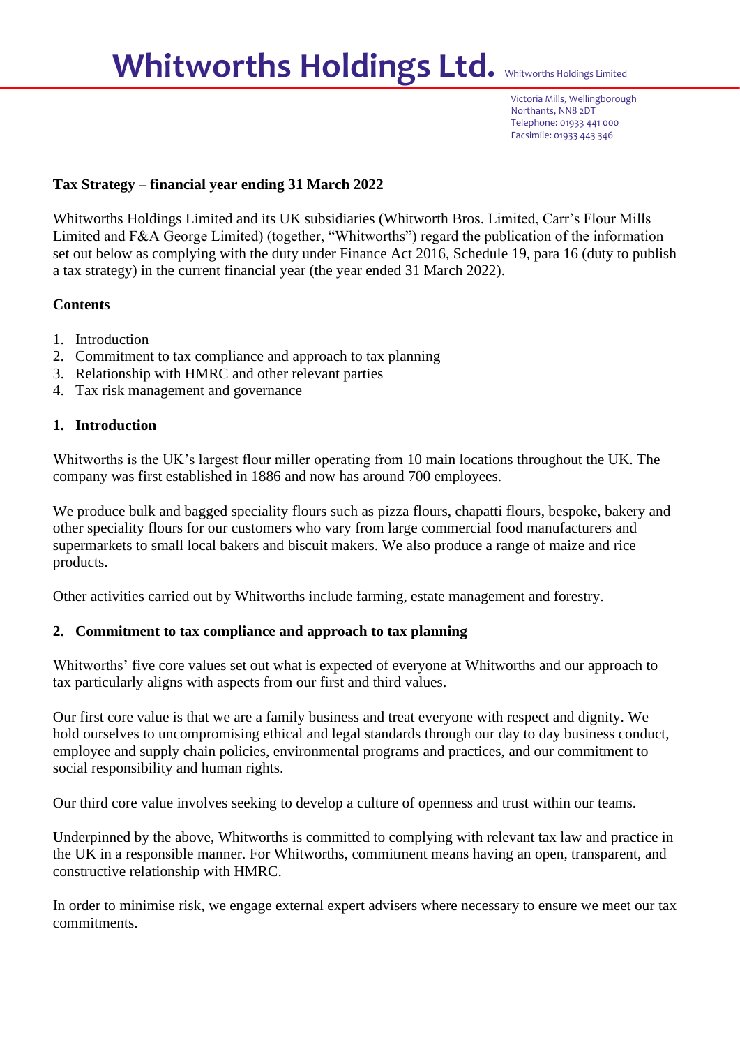# Whitworths Holdings Ltd. Whitworths Holdings Limited

Victoria Mills, Wellingborough
Northants, NN8 2DT
Telephone: 01933 441 000
Facsimile: 01933 443 346

**Tax Strategy – financial year ending 31 March 2022**

Whitworths Holdings Limited and its UK subsidiaries (Whitworth Bros. Limited, Carr's Flour Mills Limited and F&A George Limited) (together, "Whitworths") regard the publication of the information set out below as complying with the duty under Finance Act 2016, Schedule 19, para 16 (duty to publish a tax strategy) in the current financial year (the year ended 31 March 2022).

**Contents**

1. Introduction
2. Commitment to tax compliance and approach to tax planning
3. Relationship with HMRC and other relevant parties
4. Tax risk management and governance

## 1. Introduction

Whitworths is the UK's largest flour miller operating from 10 main locations throughout the UK. The company was first established in 1886 and now has around 700 employees.

We produce bulk and bagged speciality flours such as pizza flours, chapatti flours, bespoke, bakery and other speciality flours for our customers who vary from large commercial food manufacturers and supermarkets to small local bakers and biscuit makers. We also produce a range of maize and rice products.

Other activities carried out by Whitworths include farming, estate management and forestry.

## 2. Commitment to tax compliance and approach to tax planning

Whitworths' five core values set out what is expected of everyone at Whitworths and our approach to tax particularly aligns with aspects from our first and third values.

Our first core value is that we are a family business and treat everyone with respect and dignity. We hold ourselves to uncompromising ethical and legal standards through our day to day business conduct, employee and supply chain policies, environmental programs and practices, and our commitment to social responsibility and human rights.

Our third core value involves seeking to develop a culture of openness and trust within our teams.

Underpinned by the above, Whitworths is committed to complying with relevant tax law and practice in the UK in a responsible manner. For Whitworths, commitment means having an open, transparent, and constructive relationship with HMRC.

In order to minimise risk, we engage external expert advisers where necessary to ensure we meet our tax commitments.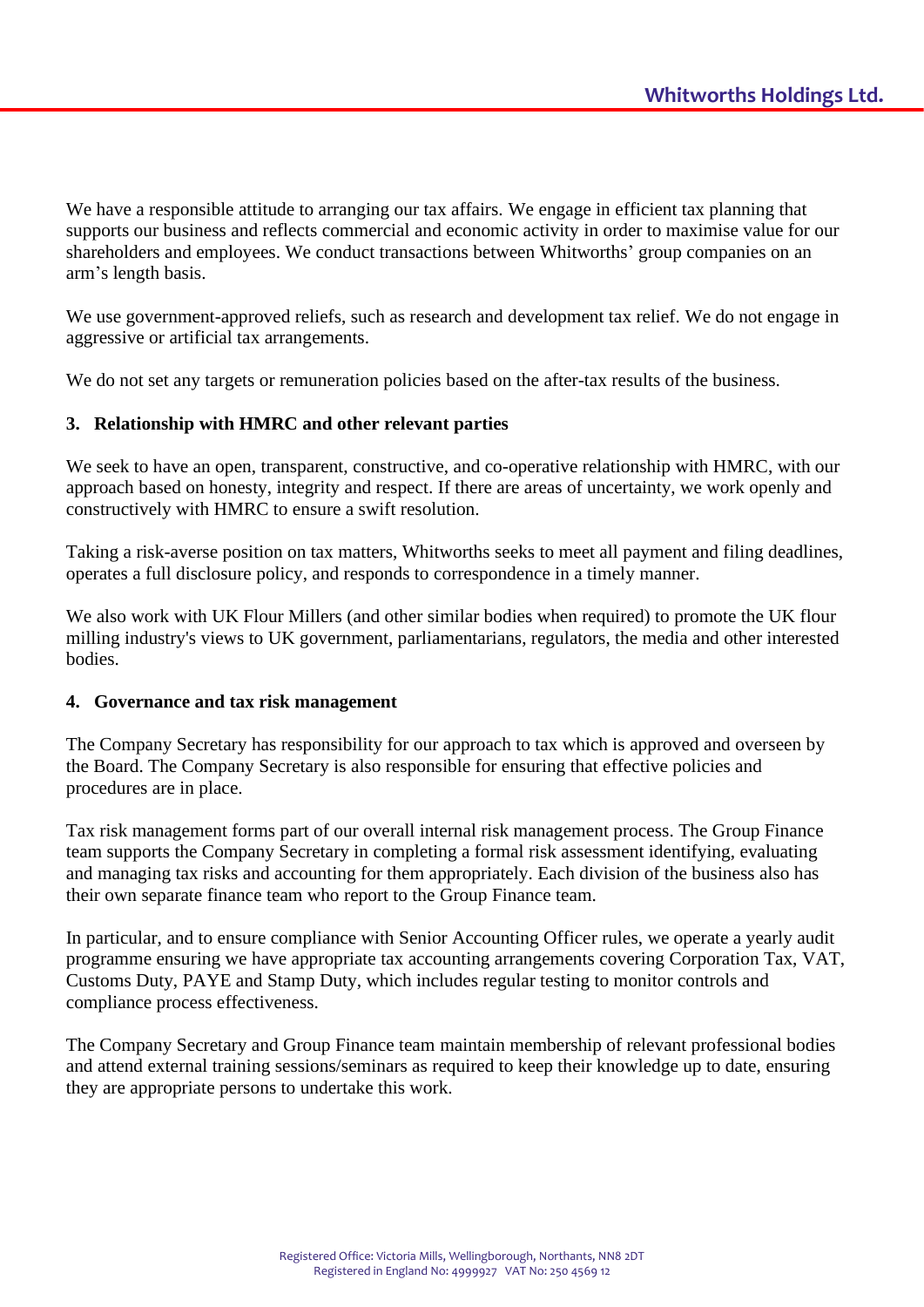We have a responsible attitude to arranging our tax affairs. We engage in efficient tax planning that supports our business and reflects commercial and economic activity in order to maximise value for our shareholders and employees. We conduct transactions between Whitworths' group companies on an arm's length basis.

We use government-approved reliefs, such as research and development tax relief. We do not engage in aggressive or artificial tax arrangements.

We do not set any targets or remuneration policies based on the after-tax results of the business.

## 3. Relationship with HMRC and other relevant parties

We seek to have an open, transparent, constructive, and co-operative relationship with HMRC, with our approach based on honesty, integrity and respect. If there are areas of uncertainty, we work openly and constructively with HMRC to ensure a swift resolution.

Taking a risk-averse position on tax matters, Whitworths seeks to meet all payment and filing deadlines, operates a full disclosure policy, and responds to correspondence in a timely manner.

We also work with UK Flour Millers (and other similar bodies when required) to promote the UK flour milling industry's views to UK government, parliamentarians, regulators, the media and other interested bodies.

## 4. Governance and tax risk management

The Company Secretary has responsibility for our approach to tax which is approved and overseen by the Board. The Company Secretary is also responsible for ensuring that effective policies and procedures are in place.

Tax risk management forms part of our overall internal risk management process. The Group Finance team supports the Company Secretary in completing a formal risk assessment identifying, evaluating and managing tax risks and accounting for them appropriately. Each division of the business also has their own separate finance team who report to the Group Finance team.

In particular, and to ensure compliance with Senior Accounting Officer rules, we operate a yearly audit programme ensuring we have appropriate tax accounting arrangements covering Corporation Tax, VAT, Customs Duty, PAYE and Stamp Duty, which includes regular testing to monitor controls and compliance process effectiveness.

The Company Secretary and Group Finance team maintain membership of relevant professional bodies and attend external training sessions/seminars as required to keep their knowledge up to date, ensuring they are appropriate persons to undertake this work.